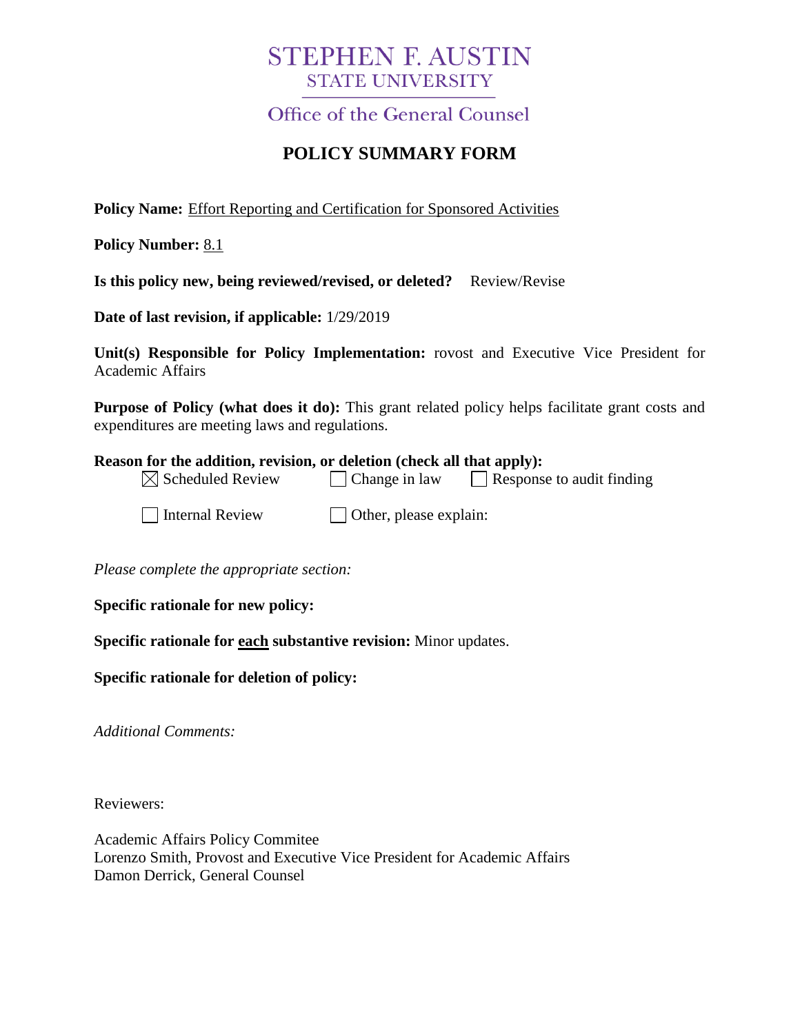# STEPHEN F. AUSTIN
## STATE UNIVERSITY

### Office of the General Counsel

## POLICY SUMMARY FORM

**Policy Name:** Effort Reporting and Certification for Sponsored Activities

**Policy Number:** 8.1

**Is this policy new, being reviewed/revised, or deleted?** Review/Revise

**Date of last revision, if applicable:** 1/29/2019

**Unit(s) Responsible for Policy Implementation:** rovost and Executive Vice President for Academic Affairs

**Purpose of Policy (what does it do):** This grant related policy helps facilitate grant costs and expenditures are meeting laws and regulations.

**Reason for the addition, revision, or deletion (check all that apply):**

☒ Scheduled Review ☐ Change in law ☐ Response to audit finding

☐ Internal Review ☐ Other, please explain:

*Please complete the appropriate section:*

**Specific rationale for new policy:**

**Specific rationale for each substantive revision:** Minor updates.

**Specific rationale for deletion of policy:**

*Additional Comments:*

Reviewers:

Academic Affairs Policy Commitee
Lorenzo Smith, Provost and Executive Vice President for Academic Affairs
Damon Derrick, General Counsel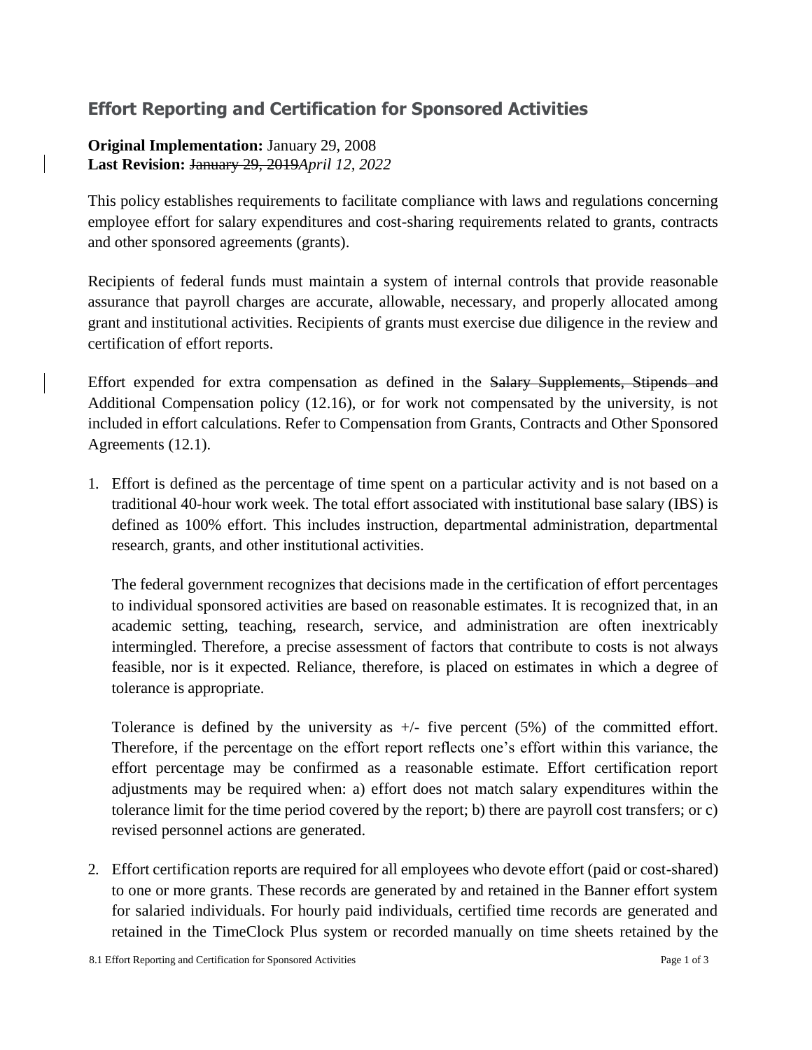## Effort Reporting and Certification for Sponsored Activities

**Original Implementation:** January 29, 2008
**Last Revision:** ~~January 29, 2019~~*April 12, 2022*

This policy establishes requirements to facilitate compliance with laws and regulations concerning employee effort for salary expenditures and cost-sharing requirements related to grants, contracts and other sponsored agreements (grants).

Recipients of federal funds must maintain a system of internal controls that provide reasonable assurance that payroll charges are accurate, allowable, necessary, and properly allocated among grant and institutional activities. Recipients of grants must exercise due diligence in the review and certification of effort reports.

Effort expended for extra compensation as defined in the ~~Salary Supplements, Stipends and~~ Additional Compensation policy (12.16), or for work not compensated by the university, is not included in effort calculations. Refer to Compensation from Grants, Contracts and Other Sponsored Agreements (12.1).

1. Effort is defined as the percentage of time spent on a particular activity and is not based on a traditional 40-hour work week. The total effort associated with institutional base salary (IBS) is defined as 100% effort. This includes instruction, departmental administration, departmental research, grants, and other institutional activities.

   The federal government recognizes that decisions made in the certification of effort percentages to individual sponsored activities are based on reasonable estimates. It is recognized that, in an academic setting, teaching, research, service, and administration are often inextricably intermingled. Therefore, a precise assessment of factors that contribute to costs is not always feasible, nor is it expected. Reliance, therefore, is placed on estimates in which a degree of tolerance is appropriate.

   Tolerance is defined by the university as +/- five percent (5%) of the committed effort. Therefore, if the percentage on the effort report reflects one's effort within this variance, the effort percentage may be confirmed as a reasonable estimate. Effort certification report adjustments may be required when: a) effort does not match salary expenditures within the tolerance limit for the time period covered by the report; b) there are payroll cost transfers; or c) revised personnel actions are generated.

2. Effort certification reports are required for all employees who devote effort (paid or cost-shared) to one or more grants. These records are generated by and retained in the Banner effort system for salaried individuals. For hourly paid individuals, certified time records are generated and retained in the TimeClock Plus system or recorded manually on time sheets retained by the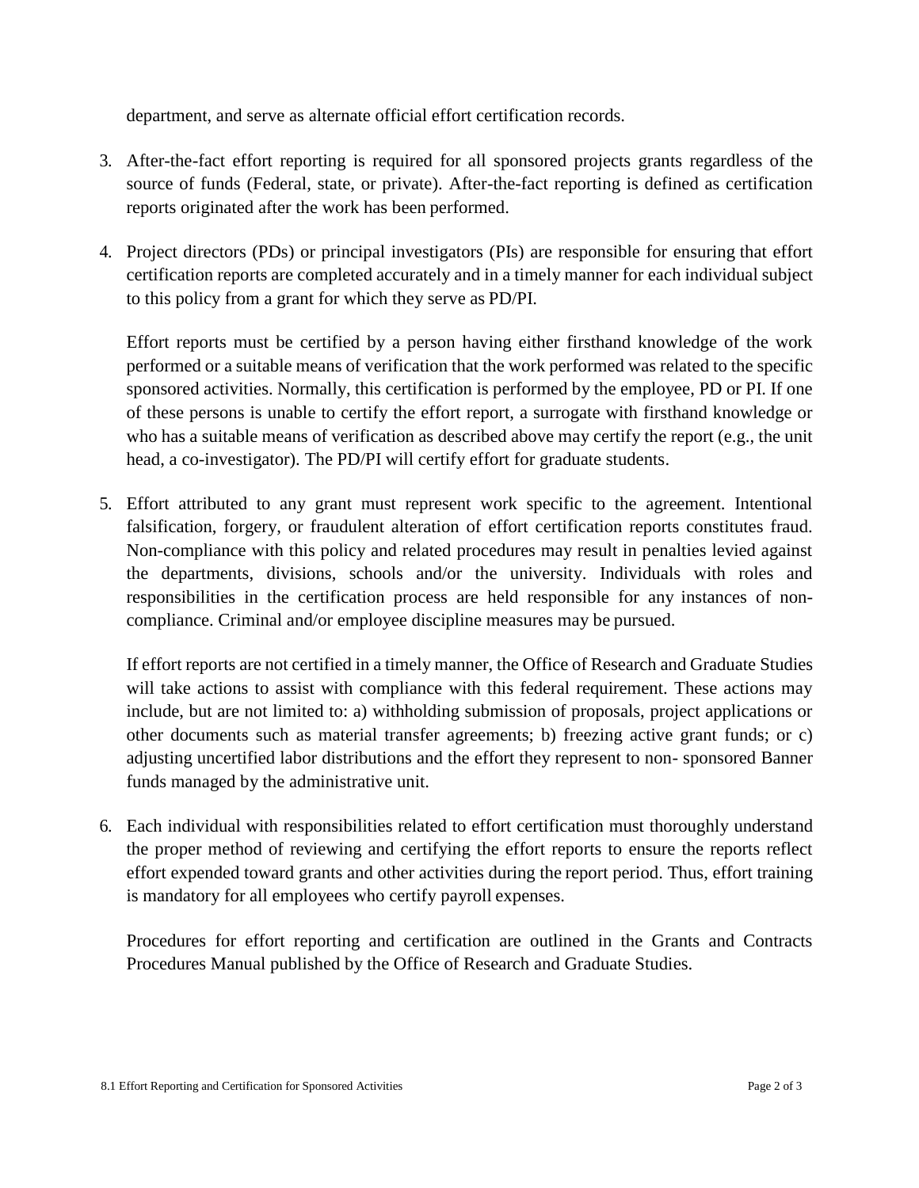department, and serve as alternate official effort certification records.

3. After-the-fact effort reporting is required for all sponsored projects grants regardless of the source of funds (Federal, state, or private). After-the-fact reporting is defined as certification reports originated after the work has been performed.

4. Project directors (PDs) or principal investigators (PIs) are responsible for ensuring that effort certification reports are completed accurately and in a timely manner for each individual subject to this policy from a grant for which they serve as PD/PI.

   Effort reports must be certified by a person having either firsthand knowledge of the work performed or a suitable means of verification that the work performed was related to the specific sponsored activities. Normally, this certification is performed by the employee, PD or PI. If one of these persons is unable to certify the effort report, a surrogate with firsthand knowledge or who has a suitable means of verification as described above may certify the report (e.g., the unit head, a co-investigator). The PD/PI will certify effort for graduate students.

5. Effort attributed to any grant must represent work specific to the agreement. Intentional falsification, forgery, or fraudulent alteration of effort certification reports constitutes fraud. Non-compliance with this policy and related procedures may result in penalties levied against the departments, divisions, schools and/or the university. Individuals with roles and responsibilities in the certification process are held responsible for any instances of non-compliance. Criminal and/or employee discipline measures may be pursued.

   If effort reports are not certified in a timely manner, the Office of Research and Graduate Studies will take actions to assist with compliance with this federal requirement. These actions may include, but are not limited to: a) withholding submission of proposals, project applications or other documents such as material transfer agreements; b) freezing active grant funds; or c) adjusting uncertified labor distributions and the effort they represent to non- sponsored Banner funds managed by the administrative unit.

6. Each individual with responsibilities related to effort certification must thoroughly understand the proper method of reviewing and certifying the effort reports to ensure the reports reflect effort expended toward grants and other activities during the report period. Thus, effort training is mandatory for all employees who certify payroll expenses.

   Procedures for effort reporting and certification are outlined in the Grants and Contracts Procedures Manual published by the Office of Research and Graduate Studies.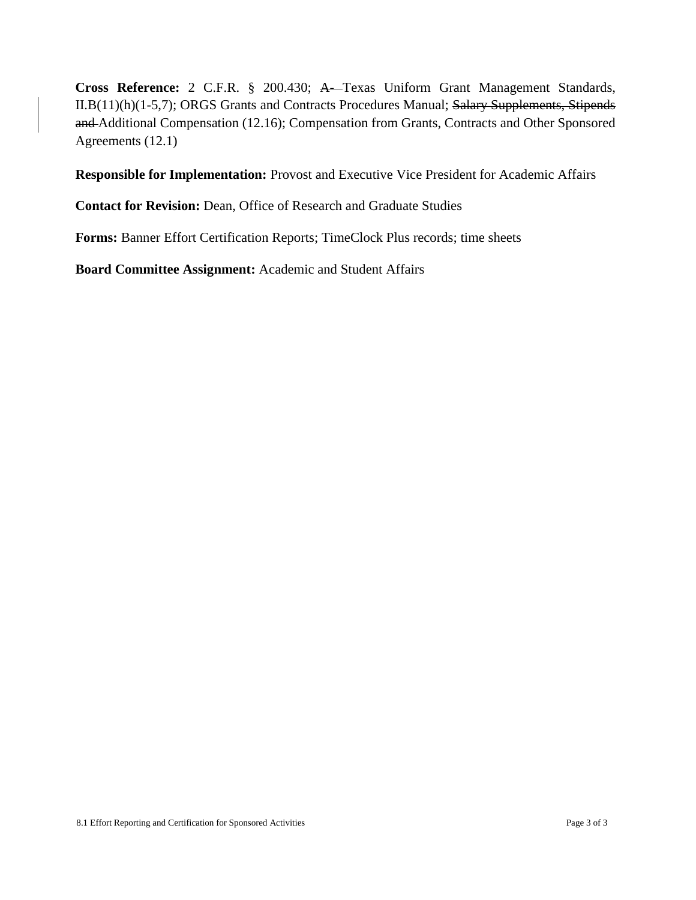**Cross Reference:** 2 C.F.R. § 200.430; ~~A-~~ Texas Uniform Grant Management Standards, II.B(11)(h)(1-5,7); ORGS Grants and Contracts Procedures Manual; ~~Salary Supplements, Stipends and~~ Additional Compensation (12.16); Compensation from Grants, Contracts and Other Sponsored Agreements (12.1)

**Responsible for Implementation:** Provost and Executive Vice President for Academic Affairs

**Contact for Revision:** Dean, Office of Research and Graduate Studies

**Forms:** Banner Effort Certification Reports; TimeClock Plus records; time sheets

**Board Committee Assignment:** Academic and Student Affairs